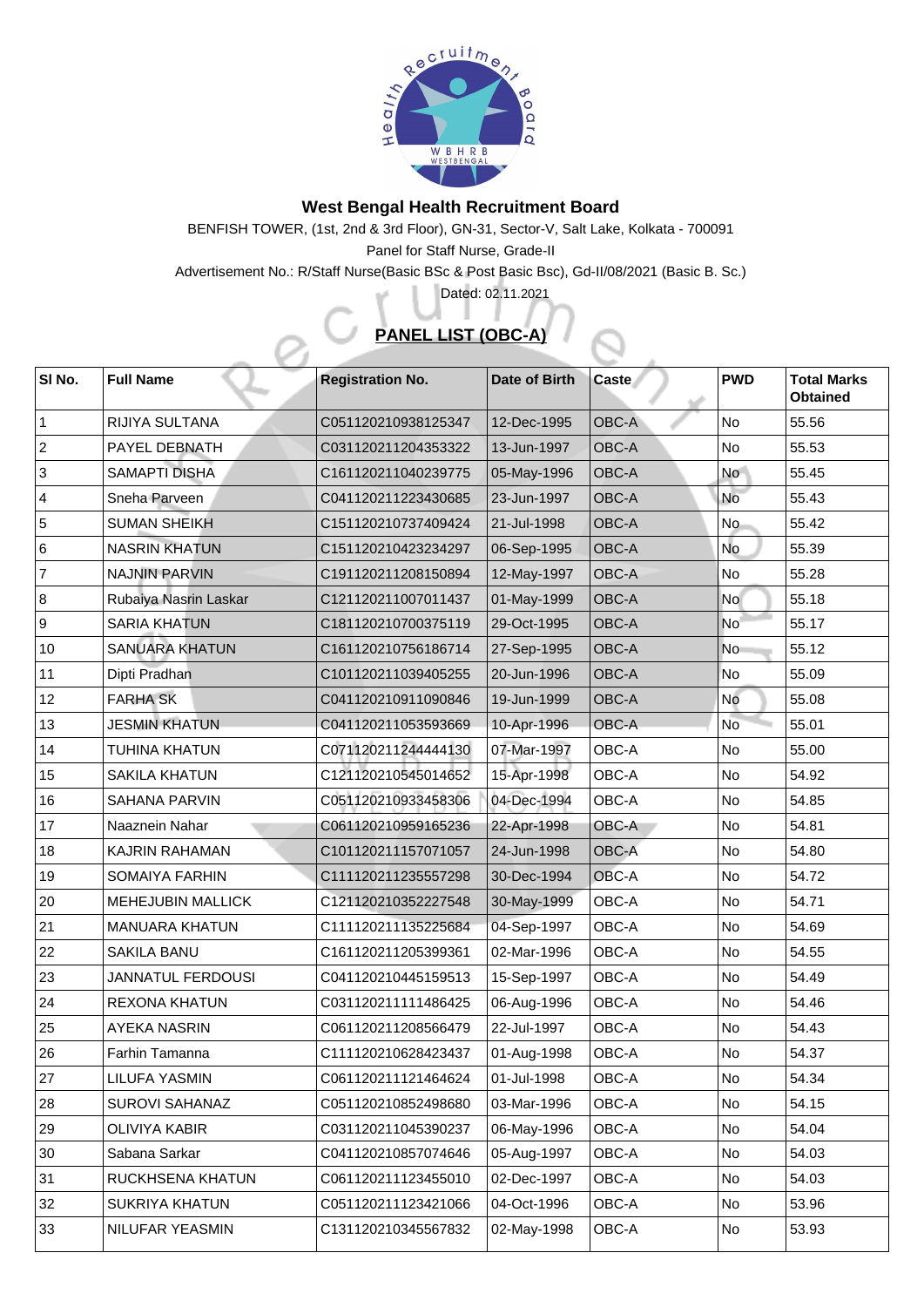# West Bengal Health Recruitment Board

BENFISH TOWER, (1st, 2nd & 3rd Floor), GN-31, Sector-V, Salt Lake, Kolkata - 700091

Panel for Staff Nurse, Grade-II

Advertisement No.: R/Staff Nurse(Basic BSc & Post Basic Bsc), Gd-II/08/2021 (Basic B. Sc.)

Dated: 02.11.2021

## PANEL LIST (OBC-A)

| Sl No. | Full Name | Registration No. | Date of Birth | Caste | PWD | Total Marks Obtained |
|---|---|---|---|---|---|---|
| 1 | RIJIYA SULTANA | C051120210938125347 | 12-Dec-1995 | OBC-A | No | 55.56 |
| 2 | PAYEL DEBNATH | C031120211204353322 | 13-Jun-1997 | OBC-A | No | 55.53 |
| 3 | SAMAPTI DISHA | C161120211040239775 | 05-May-1996 | OBC-A | No | 55.45 |
| 4 | Sneha Parveen | C041120211223430685 | 23-Jun-1997 | OBC-A | No | 55.43 |
| 5 | SUMAN SHEIKH | C151120210737409424 | 21-Jul-1998 | OBC-A | No | 55.42 |
| 6 | NASRIN KHATUN | C151120210423234297 | 06-Sep-1995 | OBC-A | No | 55.39 |
| 7 | NAJNIN PARVIN | C191120211208150894 | 12-May-1997 | OBC-A | No | 55.28 |
| 8 | Rubaiya Nasrin Laskar | C121120211007011437 | 01-May-1999 | OBC-A | No | 55.18 |
| 9 | SARIA KHATUN | C181120210700375119 | 29-Oct-1995 | OBC-A | No | 55.17 |
| 10 | SANUARA KHATUN | C161120210756186714 | 27-Sep-1995 | OBC-A | No | 55.12 |
| 11 | Dipti Pradhan | C101120211039405255 | 20-Jun-1996 | OBC-A | No | 55.09 |
| 12 | FARHA SK | C041120210911090846 | 19-Jun-1999 | OBC-A | No | 55.08 |
| 13 | JESMIN KHATUN | C041120211053593669 | 10-Apr-1996 | OBC-A | No | 55.01 |
| 14 | TUHINA KHATUN | C071120211244444130 | 07-Mar-1997 | OBC-A | No | 55.00 |
| 15 | SAKILA KHATUN | C121120210545014652 | 15-Apr-1998 | OBC-A | No | 54.92 |
| 16 | SAHANA PARVIN | C051120210933458306 | 04-Dec-1994 | OBC-A | No | 54.85 |
| 17 | Naaznein Nahar | C061120210959165236 | 22-Apr-1998 | OBC-A | No | 54.81 |
| 18 | KAJRIN RAHAMAN | C101120211157071057 | 24-Jun-1998 | OBC-A | No | 54.80 |
| 19 | SOMAIYA FARHIN | C111120211235557298 | 30-Dec-1994 | OBC-A | No | 54.72 |
| 20 | MEHEJUBIN MALLICK | C121120210352227548 | 30-May-1999 | OBC-A | No | 54.71 |
| 21 | MANUARA KHATUN | C111120211135225684 | 04-Sep-1997 | OBC-A | No | 54.69 |
| 22 | SAKILA BANU | C161120211205399361 | 02-Mar-1996 | OBC-A | No | 54.55 |
| 23 | JANNATUL FERDOUSI | C041120210445159513 | 15-Sep-1997 | OBC-A | No | 54.49 |
| 24 | REXONA KHATUN | C031120211111486425 | 06-Aug-1996 | OBC-A | No | 54.46 |
| 25 | AYEKA NASRIN | C061120211208566479 | 22-Jul-1997 | OBC-A | No | 54.43 |
| 26 | Farhin Tamanna | C111120210628423437 | 01-Aug-1998 | OBC-A | No | 54.37 |
| 27 | LILUFA YASMIN | C061120211121464624 | 01-Jul-1998 | OBC-A | No | 54.34 |
| 28 | SUROVI SAHANAZ | C051120210852498680 | 03-Mar-1996 | OBC-A | No | 54.15 |
| 29 | OLIVIYA KABIR | C031120211045390237 | 06-May-1996 | OBC-A | No | 54.04 |
| 30 | Sabana Sarkar | C041120210857074646 | 05-Aug-1997 | OBC-A | No | 54.03 |
| 31 | RUCKHSENA KHATUN | C061120211123455010 | 02-Dec-1997 | OBC-A | No | 54.03 |
| 32 | SUKRIYA KHATUN | C051120211123421066 | 04-Oct-1996 | OBC-A | No | 53.96 |
| 33 | NILUFAR YEASMIN | C131120210345567832 | 02-May-1998 | OBC-A | No | 53.93 |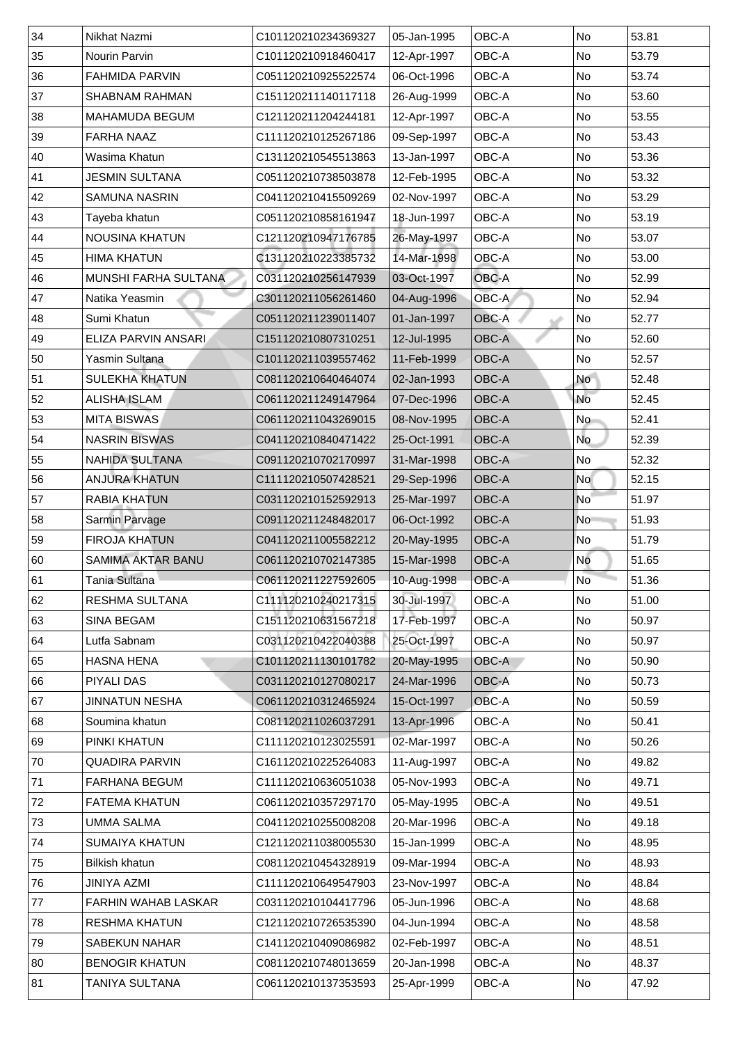| | | | | | | |
|---|---|---|---|---|---|---|
| 34 | Nikhat Nazmi | C101120210234369327 | 05-Jan-1995 | OBC-A | No | 53.81 |
| 35 | Nourin Parvin | C101120210918460417 | 12-Apr-1997 | OBC-A | No | 53.79 |
| 36 | FAHMIDA PARVIN | C051120210925522574 | 06-Oct-1996 | OBC-A | No | 53.74 |
| 37 | SHABNAM RAHMAN | C151120211140117118 | 26-Aug-1999 | OBC-A | No | 53.60 |
| 38 | MAHAMUDA BEGUM | C121120211204244181 | 12-Apr-1997 | OBC-A | No | 53.55 |
| 39 | FARHA NAAZ | C111120210125267186 | 09-Sep-1997 | OBC-A | No | 53.43 |
| 40 | Wasima Khatun | C131120210545513863 | 13-Jan-1997 | OBC-A | No | 53.36 |
| 41 | JESMIN SULTANA | C051120210738503878 | 12-Feb-1995 | OBC-A | No | 53.32 |
| 42 | SAMUNA NASRIN | C041120210415509269 | 02-Nov-1997 | OBC-A | No | 53.29 |
| 43 | Tayeba khatun | C051120210858161947 | 18-Jun-1997 | OBC-A | No | 53.19 |
| 44 | NOUSINA KHATUN | C121120210947176785 | 26-May-1997 | OBC-A | No | 53.07 |
| 45 | HIMA KHATUN | C131120210223385732 | 14-Mar-1998 | OBC-A | No | 53.00 |
| 46 | MUNSHI FARHA SULTANA | C031120210256147939 | 03-Oct-1997 | OBC-A | No | 52.99 |
| 47 | Natika Yeasmin | C301120211056261460 | 04-Aug-1996 | OBC-A | No | 52.94 |
| 48 | Sumi Khatun | C051120211239011407 | 01-Jan-1997 | OBC-A | No | 52.77 |
| 49 | ELIZA PARVIN ANSARI | C151120210807310251 | 12-Jul-1995 | OBC-A | No | 52.60 |
| 50 | Yasmin Sultana | C101120211039557462 | 11-Feb-1999 | OBC-A | No | 52.57 |
| 51 | SULEKHA KHATUN | C081120210640464074 | 02-Jan-1993 | OBC-A | No | 52.48 |
| 52 | ALISHA ISLAM | C061120211249147964 | 07-Dec-1996 | OBC-A | No | 52.45 |
| 53 | MITA BISWAS | C061120211043269015 | 08-Nov-1995 | OBC-A | No | 52.41 |
| 54 | NASRIN BISWAS | C041120210840471422 | 25-Oct-1991 | OBC-A | No | 52.39 |
| 55 | NAHIDA SULTANA | C091120210702170997 | 31-Mar-1998 | OBC-A | No | 52.32 |
| 56 | ANJURA KHATUN | C111120210507428521 | 29-Sep-1996 | OBC-A | No | 52.15 |
| 57 | RABIA KHATUN | C031120210152592913 | 25-Mar-1997 | OBC-A | No | 51.97 |
| 58 | Sarmin Parvage | C091120211248482017 | 06-Oct-1992 | OBC-A | No | 51.93 |
| 59 | FIROJA KHATUN | C041120211005582212 | 20-May-1995 | OBC-A | No | 51.79 |
| 60 | SAMIMA AKTAR BANU | C061120210702147385 | 15-Mar-1998 | OBC-A | No | 51.65 |
| 61 | Tania Sultana | C061120211227592605 | 10-Aug-1998 | OBC-A | No | 51.36 |
| 62 | RESHMA SULTANA | C111120210240217315 | 30-Jul-1997 | OBC-A | No | 51.00 |
| 63 | SINA BEGAM | C151120210631567218 | 17-Feb-1997 | OBC-A | No | 50.97 |
| 64 | Lutfa Sabnam | C031120210422040388 | 25-Oct-1997 | OBC-A | No | 50.97 |
| 65 | HASNA HENA | C101120211130101782 | 20-May-1995 | OBC-A | No | 50.90 |
| 66 | PIYALI DAS | C031120210127080217 | 24-Mar-1996 | OBC-A | No | 50.73 |
| 67 | JINNATUN NESHA | C061120210312465924 | 15-Oct-1997 | OBC-A | No | 50.59 |
| 68 | Soumina khatun | C081120211026037291 | 13-Apr-1996 | OBC-A | No | 50.41 |
| 69 | PINKI KHATUN | C111120210123025591 | 02-Mar-1997 | OBC-A | No | 50.26 |
| 70 | QUADIRA PARVIN | C161120210225264083 | 11-Aug-1997 | OBC-A | No | 49.82 |
| 71 | FARHANA BEGUM | C111120210636051038 | 05-Nov-1993 | OBC-A | No | 49.71 |
| 72 | FATEMA KHATUN | C061120210357297170 | 05-May-1995 | OBC-A | No | 49.51 |
| 73 | UMMA SALMA | C041120210255008208 | 20-Mar-1996 | OBC-A | No | 49.18 |
| 74 | SUMAIYA KHATUN | C121120211038005530 | 15-Jan-1999 | OBC-A | No | 48.95 |
| 75 | Bilkish khatun | C081120210454328919 | 09-Mar-1994 | OBC-A | No | 48.93 |
| 76 | JINIYA AZMI | C111120210649547903 | 23-Nov-1997 | OBC-A | No | 48.84 |
| 77 | FARHIN WAHAB LASKAR | C031120210104417796 | 05-Jun-1996 | OBC-A | No | 48.68 |
| 78 | RESHMA KHATUN | C121120210726535390 | 04-Jun-1994 | OBC-A | No | 48.58 |
| 79 | SABEKUN NAHAR | C141120210409086982 | 02-Feb-1997 | OBC-A | No | 48.51 |
| 80 | BENOGIR KHATUN | C081120210748013659 | 20-Jan-1998 | OBC-A | No | 48.37 |
| 81 | TANIYA SULTANA | C061120210137353593 | 25-Apr-1999 | OBC-A | No | 47.92 |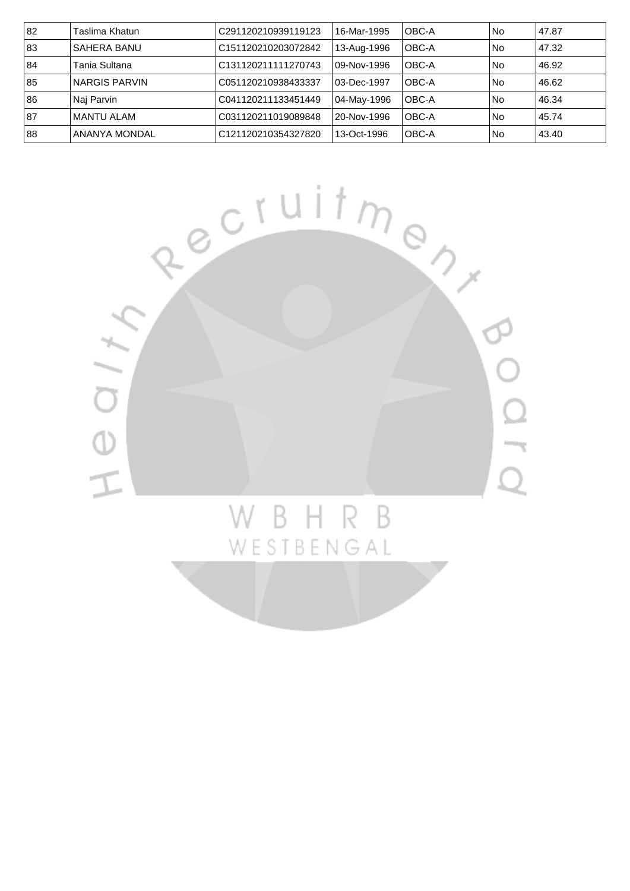| | | | | | | |
|---|---|---|---|---|---|---|
| 82 | Taslima Khatun | C291120210939119123 | 16-Mar-1995 | OBC-A | No | 47.87 |
| 83 | SAHERA BANU | C151120210203072842 | 13-Aug-1996 | OBC-A | No | 47.32 |
| 84 | Tania Sultana | C131120211111270743 | 09-Nov-1996 | OBC-A | No | 46.92 |
| 85 | NARGIS PARVIN | C051120210938433337 | 03-Dec-1997 | OBC-A | No | 46.62 |
| 86 | Naj Parvin | C041120211133451449 | 04-May-1996 | OBC-A | No | 46.34 |
| 87 | MANTU ALAM | C031120211019089848 | 20-Nov-1996 | OBC-A | No | 45.74 |
| 88 | ANANYA MONDAL | C121120210354327820 | 13-Oct-1996 | OBC-A | No | 43.40 |